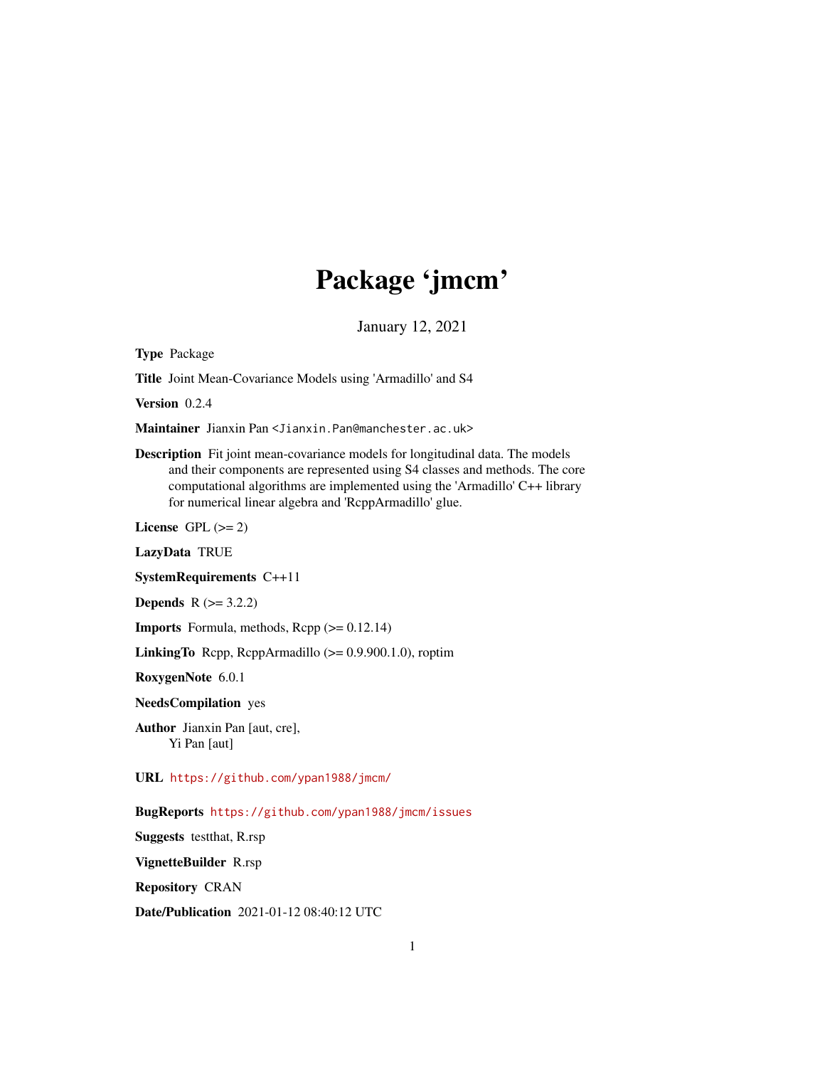# Package 'jmcm'

January 12, 2021

**Type** Package

**Title** Joint Mean-Covariance Models using 'Armadillo' and S4

**Version** 0.2.4

**Maintainer** Jianxin Pan <Jianxin.Pan@manchester.ac.uk>

**Description** Fit joint mean-covariance models for longitudinal data. The models and their components are represented using S4 classes and methods. The core computational algorithms are implemented using the 'Armadillo' C++ library for numerical linear algebra and 'RcppArmadillo' glue.

**License** GPL (>= 2)

**LazyData** TRUE

**SystemRequirements** C++11

**Depends** R (>= 3.2.2)

**Imports** Formula, methods, Rcpp (>= 0.12.14)

**LinkingTo** Rcpp, RcppArmadillo (>= 0.9.900.1.0), roptim

**RoxygenNote** 6.0.1

**NeedsCompilation** yes

**Author** Jianxin Pan [aut, cre],
Yi Pan [aut]

**URL** https://github.com/ypan1988/jmcm/

**BugReports** https://github.com/ypan1988/jmcm/issues

**Suggests** testthat, R.rsp

**VignetteBuilder** R.rsp

**Repository** CRAN

**Date/Publication** 2021-01-12 08:40:12 UTC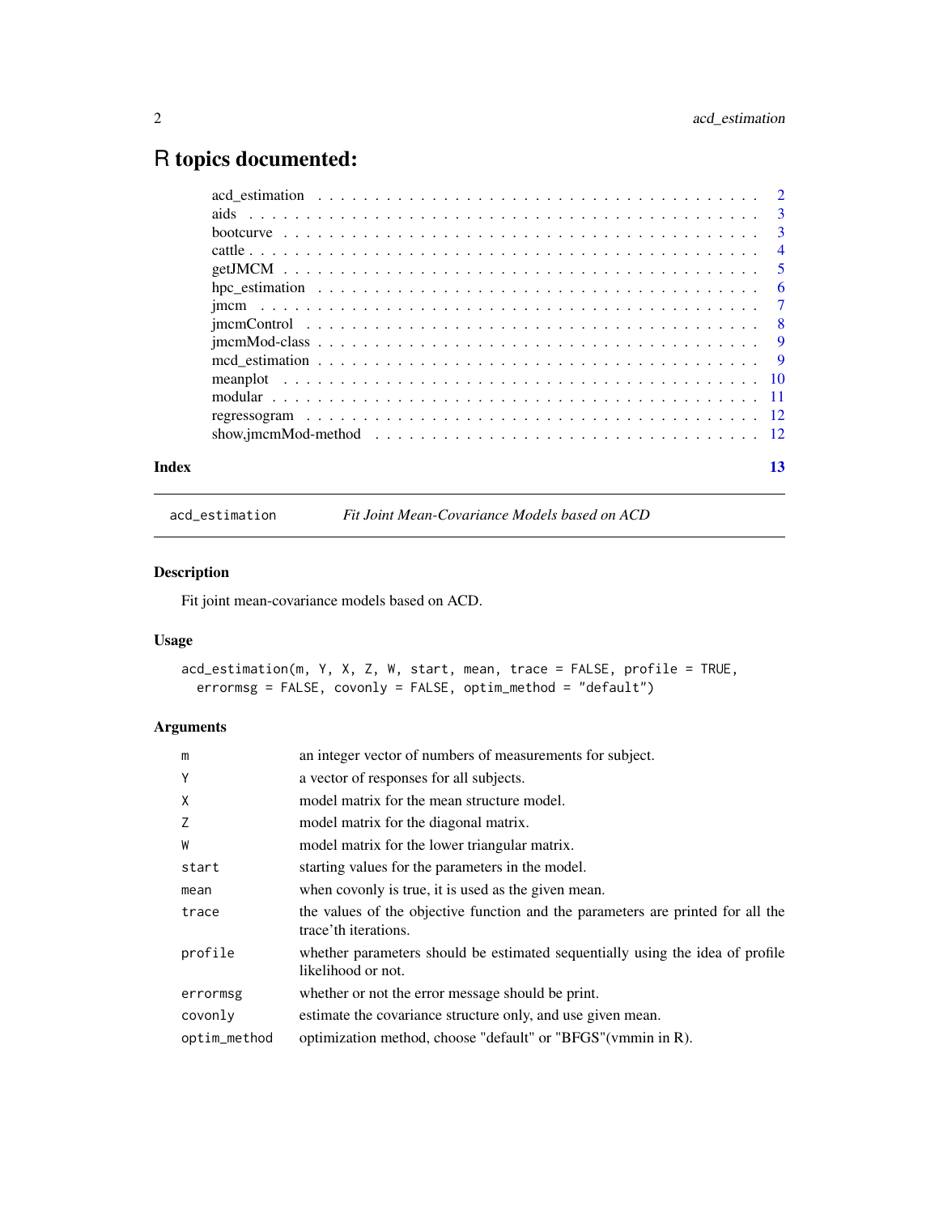# R topics documented:

| | |
|---|---|
| acd_estimation | 2 |
| aids | 3 |
| bootcurve | 3 |
| cattle | 4 |
| getJMCM | 5 |
| hpc_estimation | 6 |
| jmcm | 7 |
| jmcmControl | 8 |
| jmcmMod-class | 9 |
| mcd_estimation | 9 |
| meanplot | 10 |
| modular | 11 |
| regressogram | 12 |
| show,jmcmMod-method | 12 |
| **Index** | **13** |

---

`acd_estimation` *Fit Joint Mean-Covariance Models based on ACD*

---

## Description

Fit joint mean-covariance models based on ACD.

## Usage

```
acd_estimation(m, Y, X, Z, W, start, mean, trace = FALSE, profile = TRUE,
  errormsg = FALSE, covonly = FALSE, optim_method = "default")
```

## Arguments

| | |
|---|---|
| `m` | an integer vector of numbers of measurements for subject. |
| `Y` | a vector of responses for all subjects. |
| `X` | model matrix for the mean structure model. |
| `Z` | model matrix for the diagonal matrix. |
| `W` | model matrix for the lower triangular matrix. |
| `start` | starting values for the parameters in the model. |
| `mean` | when covonly is true, it is used as the given mean. |
| `trace` | the values of the objective function and the parameters are printed for all the trace'th iterations. |
| `profile` | whether parameters should be estimated sequentially using the idea of profile likelihood or not. |
| `errormsg` | whether or not the error message should be print. |
| `covonly` | estimate the covariance structure only, and use given mean. |
| `optim_method` | optimization method, choose "default" or "BFGS"(vmmin in R). |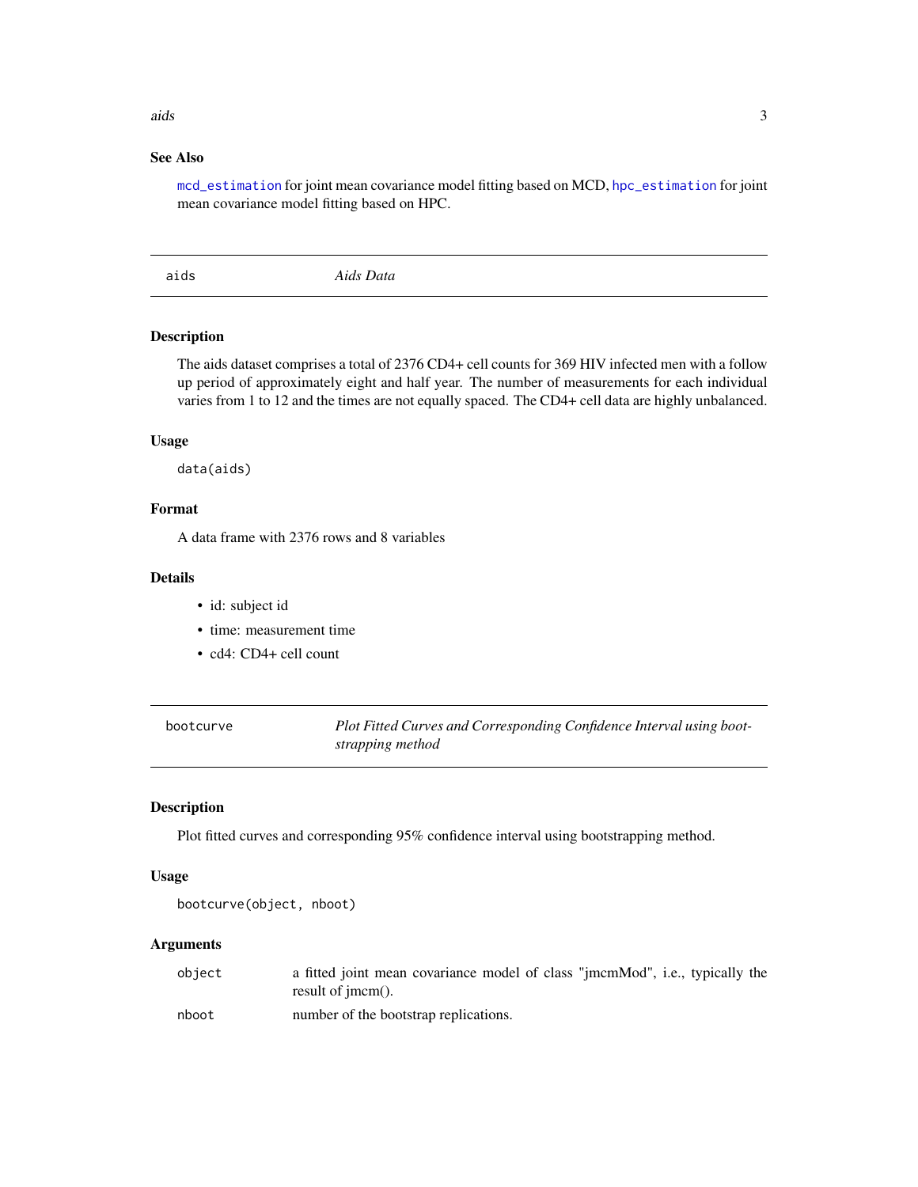### See Also

`mcd_estimation` for joint mean covariance model fitting based on MCD, `hpc_estimation` for joint mean covariance model fitting based on HPC.

---

## aids — *Aids Data*

### Description

The aids dataset comprises a total of 2376 CD4+ cell counts for 369 HIV infected men with a follow up period of approximately eight and half year. The number of measurements for each individual varies from 1 to 12 and the times are not equally spaced. The CD4+ cell data are highly unbalanced.

### Usage

```
data(aids)
```

### Format

A data frame with 2376 rows and 8 variables

### Details

- id: subject id
- time: measurement time
- cd4: CD4+ cell count

---

## bootcurve — *Plot Fitted Curves and Corresponding Confidence Interval using bootstrapping method*

### Description

Plot fitted curves and corresponding 95% confidence interval using bootstrapping method.

### Usage

```
bootcurve(object, nboot)
```

### Arguments

| | |
|---|---|
| `object` | a fitted joint mean covariance model of class "jmcmMod", i.e., typically the result of jmcm(). |
| `nboot` | number of the bootstrap replications. |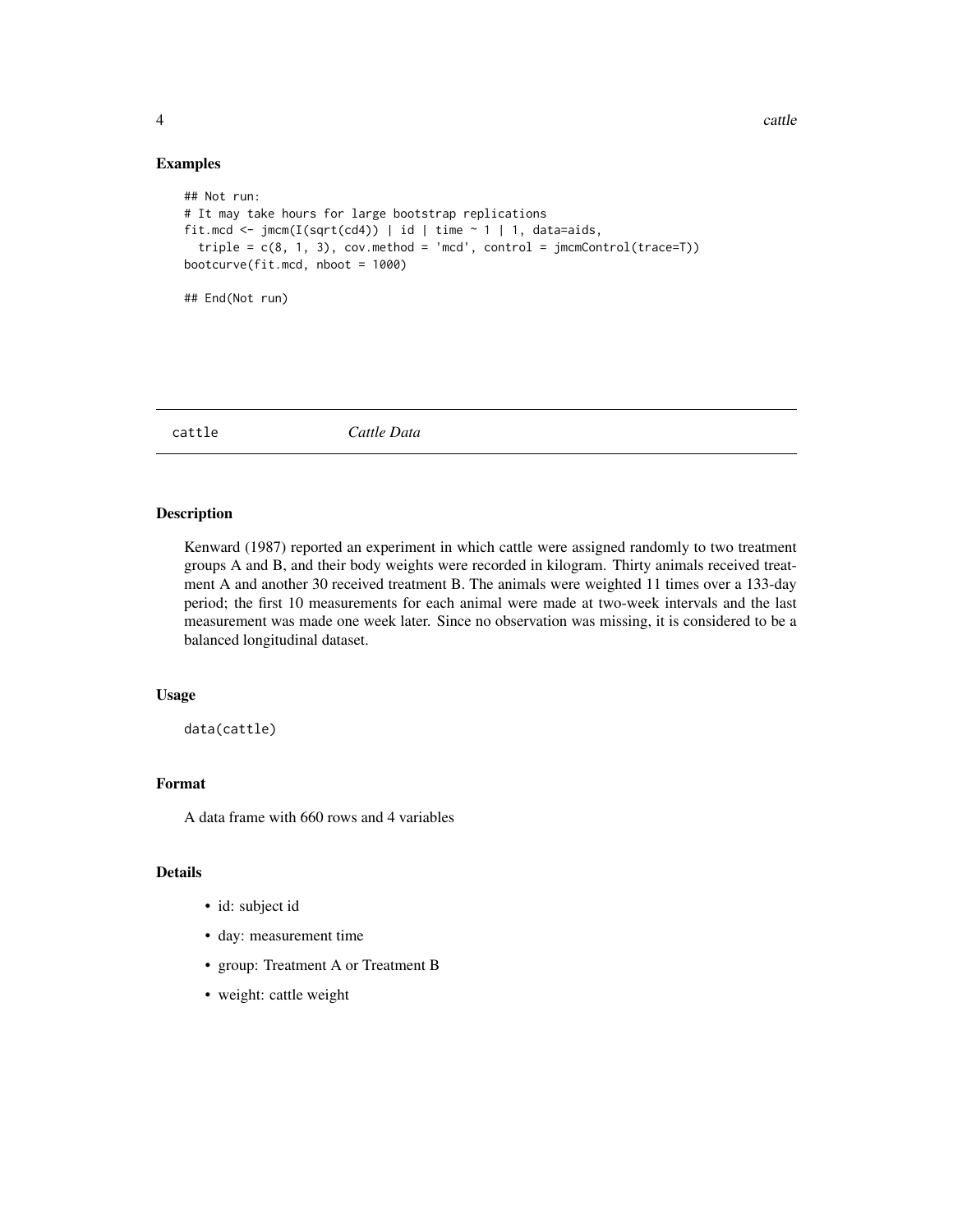### Examples

```
## Not run:
# It may take hours for large bootstrap replications
fit.mcd <- jmcm(I(sqrt(cd4)) | id | time ~ 1 | 1, data=aids,
  triple = c(8, 1, 3), cov.method = 'mcd', control = jmcmControl(trace=T))
bootcurve(fit.mcd, nboot = 1000)

## End(Not run)
```

---

## cattle *Cattle Data*

---

### Description

Kenward (1987) reported an experiment in which cattle were assigned randomly to two treatment groups A and B, and their body weights were recorded in kilogram. Thirty animals received treatment A and another 30 received treatment B. The animals were weighted 11 times over a 133-day period; the first 10 measurements for each animal were made at two-week intervals and the last measurement was made one week later. Since no observation was missing, it is considered to be a balanced longitudinal dataset.

### Usage

```
data(cattle)
```

### Format

A data frame with 660 rows and 4 variables

### Details

- id: subject id
- day: measurement time
- group: Treatment A or Treatment B
- weight: cattle weight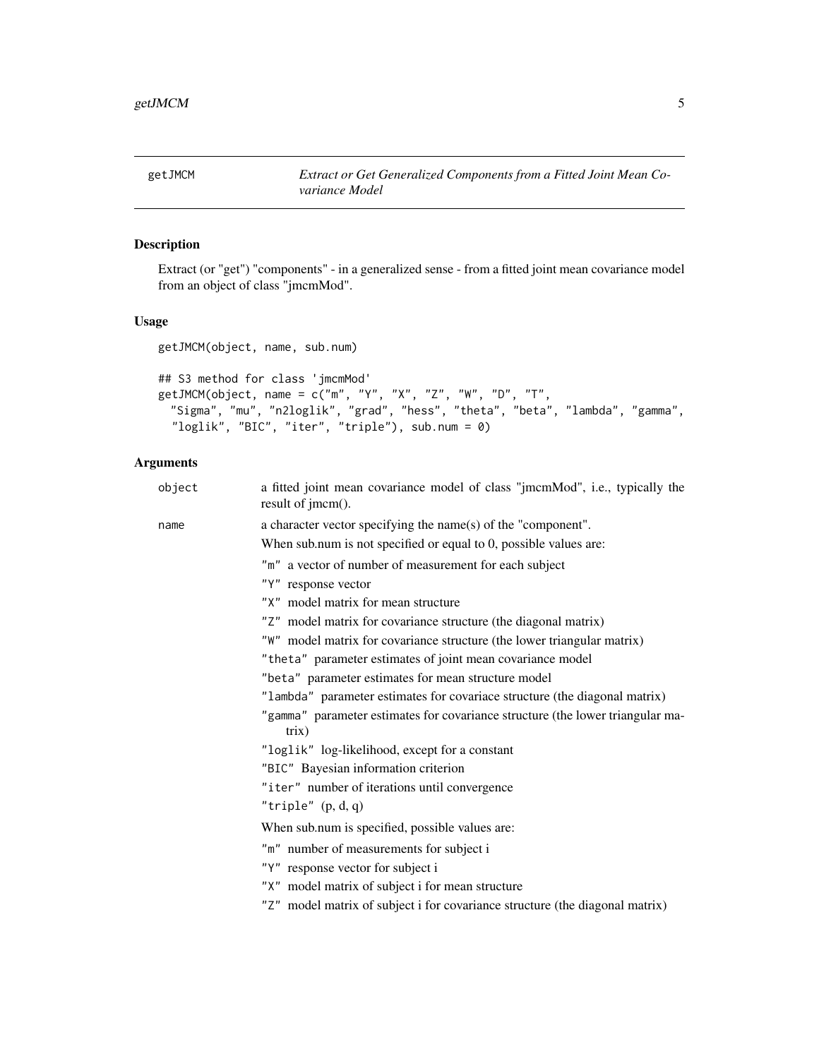getJMCM — *Extract or Get Generalized Components from a Fitted Joint Mean Covariance Model*

## Description

Extract (or "get") "components" - in a generalized sense - from a fitted joint mean covariance model from an object of class "jmcmMod".

## Usage

```
getJMCM(object, name, sub.num)

## S3 method for class 'jmcmMod'
getJMCM(object, name = c("m", "Y", "X", "Z", "W", "D", "T",
  "Sigma", "mu", "n2loglik", "grad", "hess", "theta", "beta", "lambda", "gamma",
  "loglik", "BIC", "iter", "triple"), sub.num = 0)
```

## Arguments

**object** a fitted joint mean covariance model of class "jmcmMod", i.e., typically the result of jmcm().

**name** a character vector specifying the name(s) of the "component".

When sub.num is not specified or equal to 0, possible values are:

- "m" a vector of number of measurement for each subject
- "Y" response vector
- "X" model matrix for mean structure
- "Z" model matrix for covariance structure (the diagonal matrix)
- "W" model matrix for covariance structure (the lower triangular matrix)
- "theta" parameter estimates of joint mean covariance model
- "beta" parameter estimates for mean structure model
- "lambda" parameter estimates for covariace structure (the diagonal matrix)
- "gamma" parameter estimates for covariance structure (the lower triangular matrix)
- "loglik" log-likelihood, except for a constant
- "BIC" Bayesian information criterion
- "iter" number of iterations until convergence
- "triple" (p, d, q)

When sub.num is specified, possible values are:

- "m" number of measurements for subject i
- "Y" response vector for subject i
- "X" model matrix of subject i for mean structure
- "Z" model matrix of subject i for covariance structure (the diagonal matrix)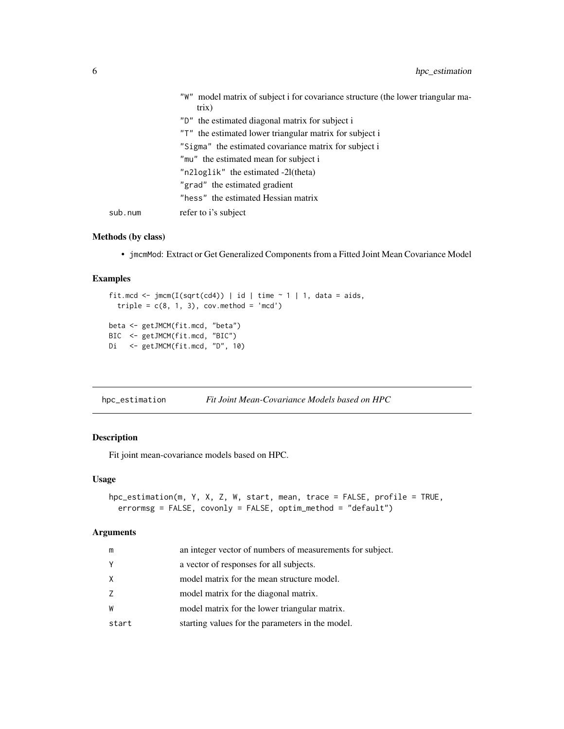| | |
|---|---|
| | "W" model matrix of subject i for covariance structure (the lower triangular matrix) |
| | "D" the estimated diagonal matrix for subject i |
| | "T" the estimated lower triangular matrix for subject i |
| | "Sigma" the estimated covariance matrix for subject i |
| | "mu" the estimated mean for subject i |
| | "n2loglik" the estimated -2l(theta) |
| | "grad" the estimated gradient |
| | "hess" the estimated Hessian matrix |
| sub.num | refer to i's subject |

### Methods (by class)

- jmcmMod: Extract or Get Generalized Components from a Fitted Joint Mean Covariance Model

### Examples

```
fit.mcd <- jmcm(I(sqrt(cd4)) | id | time ~ 1 | 1, data = aids,
  triple = c(8, 1, 3), cov.method = 'mcd')

beta <- getJMCM(fit.mcd, "beta")
BIC  <- getJMCM(fit.mcd, "BIC")
Di   <- getJMCM(fit.mcd, "D", 10)
```

## hpc_estimation — *Fit Joint Mean-Covariance Models based on HPC*

### Description

Fit joint mean-covariance models based on HPC.

### Usage

```
hpc_estimation(m, Y, X, Z, W, start, mean, trace = FALSE, profile = TRUE,
  errormsg = FALSE, covonly = FALSE, optim_method = "default")
```

### Arguments

| | |
|---|---|
| m | an integer vector of numbers of measurements for subject. |
| Y | a vector of responses for all subjects. |
| X | model matrix for the mean structure model. |
| Z | model matrix for the diagonal matrix. |
| W | model matrix for the lower triangular matrix. |
| start | starting values for the parameters in the model. |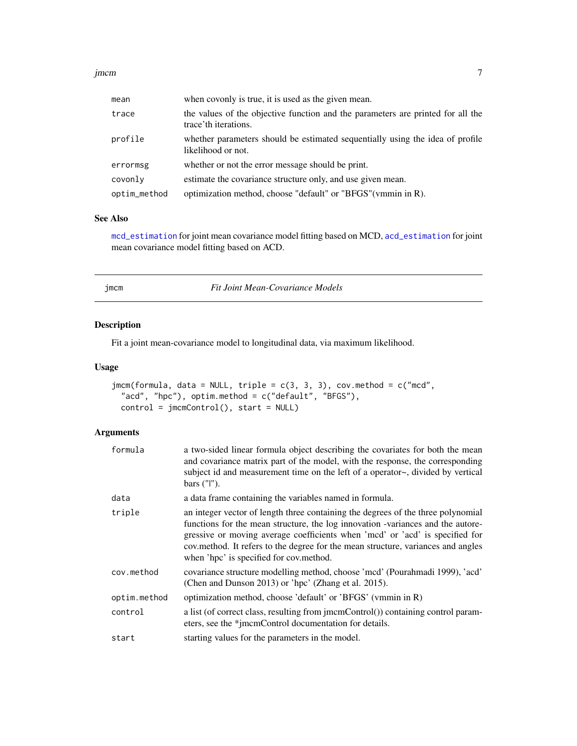| | |
|---|---|
| mean | when covonly is true, it is used as the given mean. |
| trace | the values of the objective function and the parameters are printed for all the trace'th iterations. |
| profile | whether parameters should be estimated sequentially using the idea of profile likelihood or not. |
| errormsg | whether or not the error message should be print. |
| covonly | estimate the covariance structure only, and use given mean. |
| optim_method | optimization method, choose "default" or "BFGS"(vmmin in R). |

### See Also

mcd_estimation for joint mean covariance model fitting based on MCD, acd_estimation for joint mean covariance model fitting based on ACD.

---

## jmcm — *Fit Joint Mean-Covariance Models*

### Description

Fit a joint mean-covariance model to longitudinal data, via maximum likelihood.

### Usage

```
jmcm(formula, data = NULL, triple = c(3, 3, 3), cov.method = c("mcd",
  "acd", "hpc"), optim.method = c("default", "BFGS"),
  control = jmcmControl(), start = NULL)
```

### Arguments

| | |
|---|---|
| formula | a two-sided linear formula object describing the covariates for both the mean and covariance matrix part of the model, with the response, the corresponding subject id and measurement time on the left of a operator~, divided by vertical bars ("\|"). |
| data | a data frame containing the variables named in formula. |
| triple | an integer vector of length three containing the degrees of the three polynomial functions for the mean structure, the log innovation -variances and the autoregressive or moving average coefficients when 'mcd' or 'acd' is specified for cov.method. It refers to the degree for the mean structure, variances and angles when 'hpc' is specified for cov.method. |
| cov.method | covariance structure modelling method, choose 'mcd' (Pourahmadi 1999), 'acd' (Chen and Dunson 2013) or 'hpc' (Zhang et al. 2015). |
| optim.method | optimization method, choose 'default' or 'BFGS' (vmmin in R) |
| control | a list (of correct class, resulting from jmcmControl()) containing control parameters, see the *jmcmControl documentation for details. |
| start | starting values for the parameters in the model. |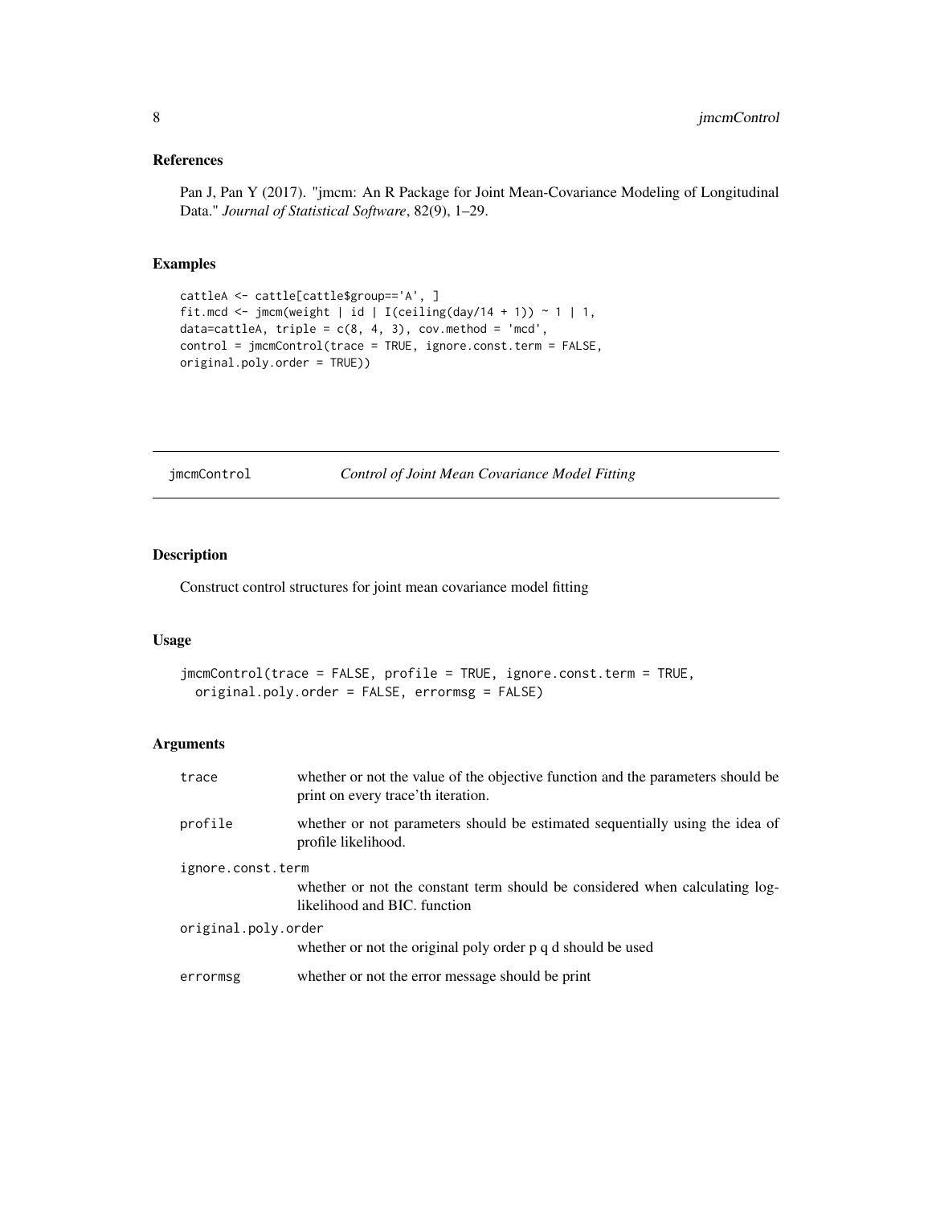### References

Pan J, Pan Y (2017). "jmcm: An R Package for Joint Mean-Covariance Modeling of Longitudinal Data." *Journal of Statistical Software*, 82(9), 1–29.

### Examples

```
cattleA <- cattle[cattle$group=='A', ]
fit.mcd <- jmcm(weight | id | I(ceiling(day/14 + 1)) ~ 1 | 1,
data=cattleA, triple = c(8, 4, 3), cov.method = 'mcd',
control = jmcmControl(trace = TRUE, ignore.const.term = FALSE,
original.poly.order = TRUE))
```

---

## jmcmControl — *Control of Joint Mean Covariance Model Fitting*

### Description

Construct control structures for joint mean covariance model fitting

### Usage

```
jmcmControl(trace = FALSE, profile = TRUE, ignore.const.term = TRUE,
  original.poly.order = FALSE, errormsg = FALSE)
```

### Arguments

| Argument | Description |
|---|---|
| `trace` | whether or not the value of the objective function and the parameters should be print on every trace'th iteration. |
| `profile` | whether or not parameters should be estimated sequentially using the idea of profile likelihood. |
| `ignore.const.term` | whether or not the constant term should be considered when calculating log-likelihood and BIC. function |
| `original.poly.order` | whether or not the original poly order p q d should be used |
| `errormsg` | whether or not the error message should be print |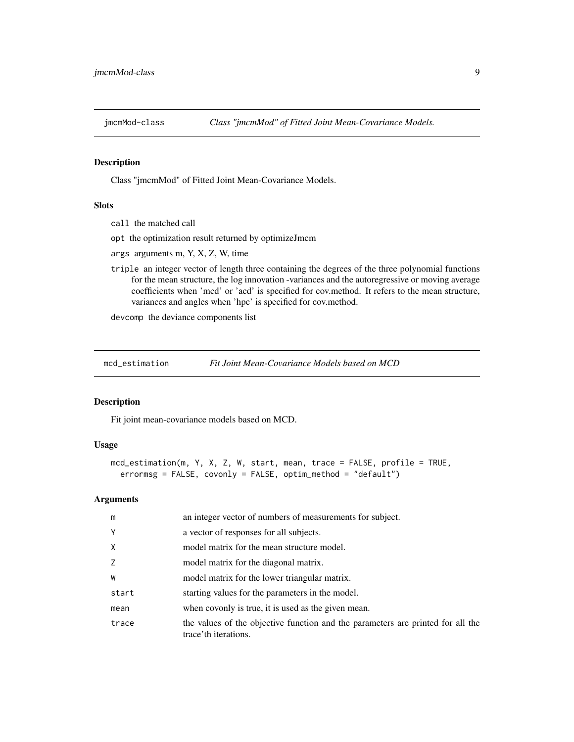## jmcmMod-class    *Class "jmcmMod" of Fitted Joint Mean-Covariance Models.*

### Description

Class "jmcmMod" of Fitted Joint Mean-Covariance Models.

### Slots

`call` the matched call

`opt` the optimization result returned by optimizeJmcm

`args` arguments m, Y, X, Z, W, time

`triple` an integer vector of length three containing the degrees of the three polynomial functions for the mean structure, the log innovation -variances and the autoregressive or moving average coefficients when 'mcd' or 'acd' is specified for cov.method. It refers to the mean structure, variances and angles when 'hpc' is specified for cov.method.

`devcomp` the deviance components list

## mcd_estimation    *Fit Joint Mean-Covariance Models based on MCD*

### Description

Fit joint mean-covariance models based on MCD.

### Usage

```
mcd_estimation(m, Y, X, Z, W, start, mean, trace = FALSE, profile = TRUE,
  errormsg = FALSE, covonly = FALSE, optim_method = "default")
```

### Arguments

| | |
|---|---|
| m | an integer vector of numbers of measurements for subject. |
| Y | a vector of responses for all subjects. |
| X | model matrix for the mean structure model. |
| Z | model matrix for the diagonal matrix. |
| W | model matrix for the lower triangular matrix. |
| start | starting values for the parameters in the model. |
| mean | when covonly is true, it is used as the given mean. |
| trace | the values of the objective function and the parameters are printed for all the trace'th iterations. |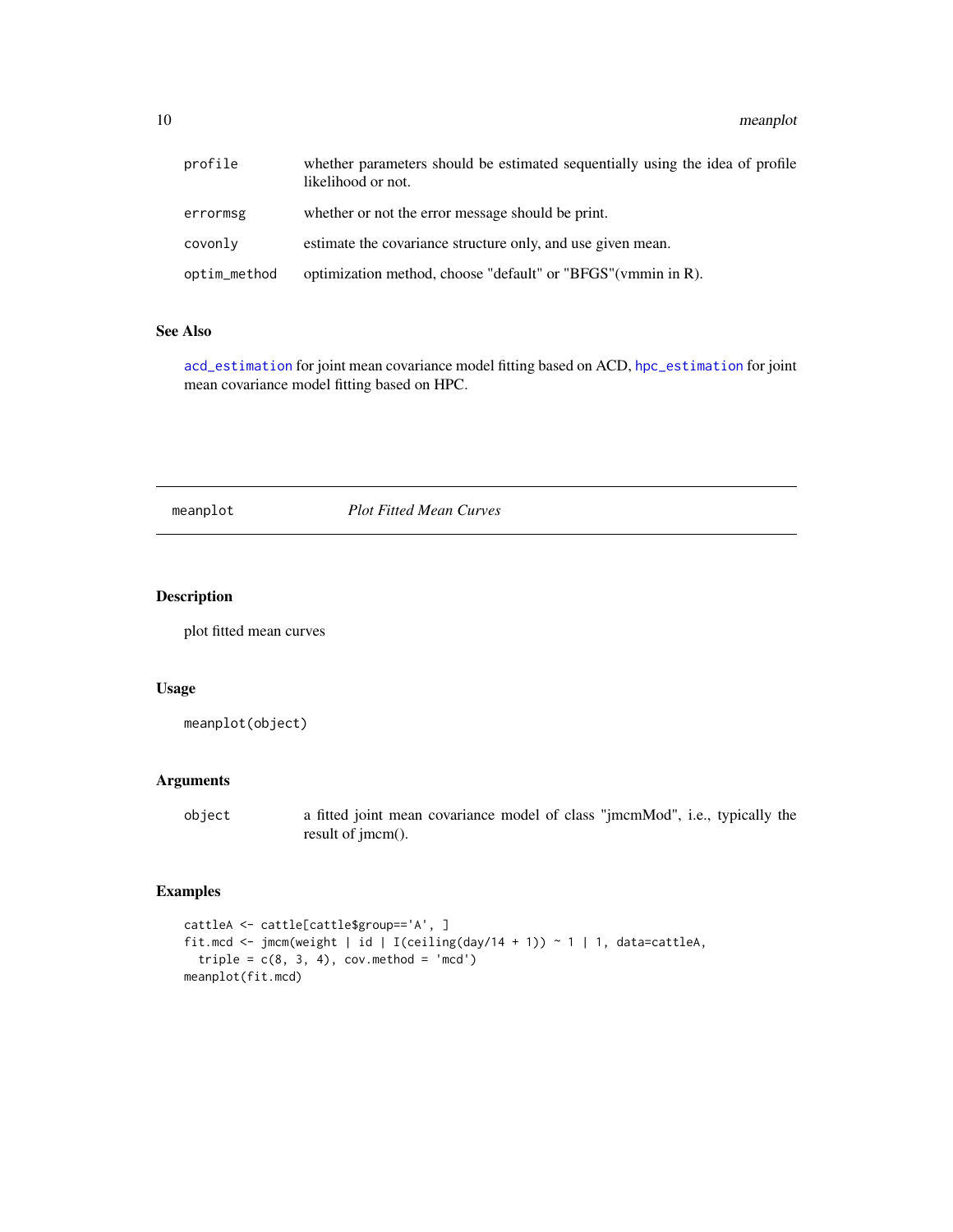| | |
|---|---|
| `profile` | whether parameters should be estimated sequentially using the idea of profile likelihood or not. |
| `errormsg` | whether or not the error message should be print. |
| `covonly` | estimate the covariance structure only, and use given mean. |
| `optim_method` | optimization method, choose "default" or "BFGS"(vmmin in R). |

### See Also

`acd_estimation` for joint mean covariance model fitting based on ACD, `hpc_estimation` for joint mean covariance model fitting based on HPC.

---

## meanplot — *Plot Fitted Mean Curves*

---

### Description

plot fitted mean curves

### Usage

```
meanplot(object)
```

### Arguments

| | |
|---|---|
| `object` | a fitted joint mean covariance model of class "jmcmMod", i.e., typically the result of jmcm(). |

### Examples

```
cattleA <- cattle[cattle$group=='A', ]
fit.mcd <- jmcm(weight | id | I(ceiling(day/14 + 1)) ~ 1 | 1, data=cattleA,
  triple = c(8, 3, 4), cov.method = 'mcd')
meanplot(fit.mcd)
```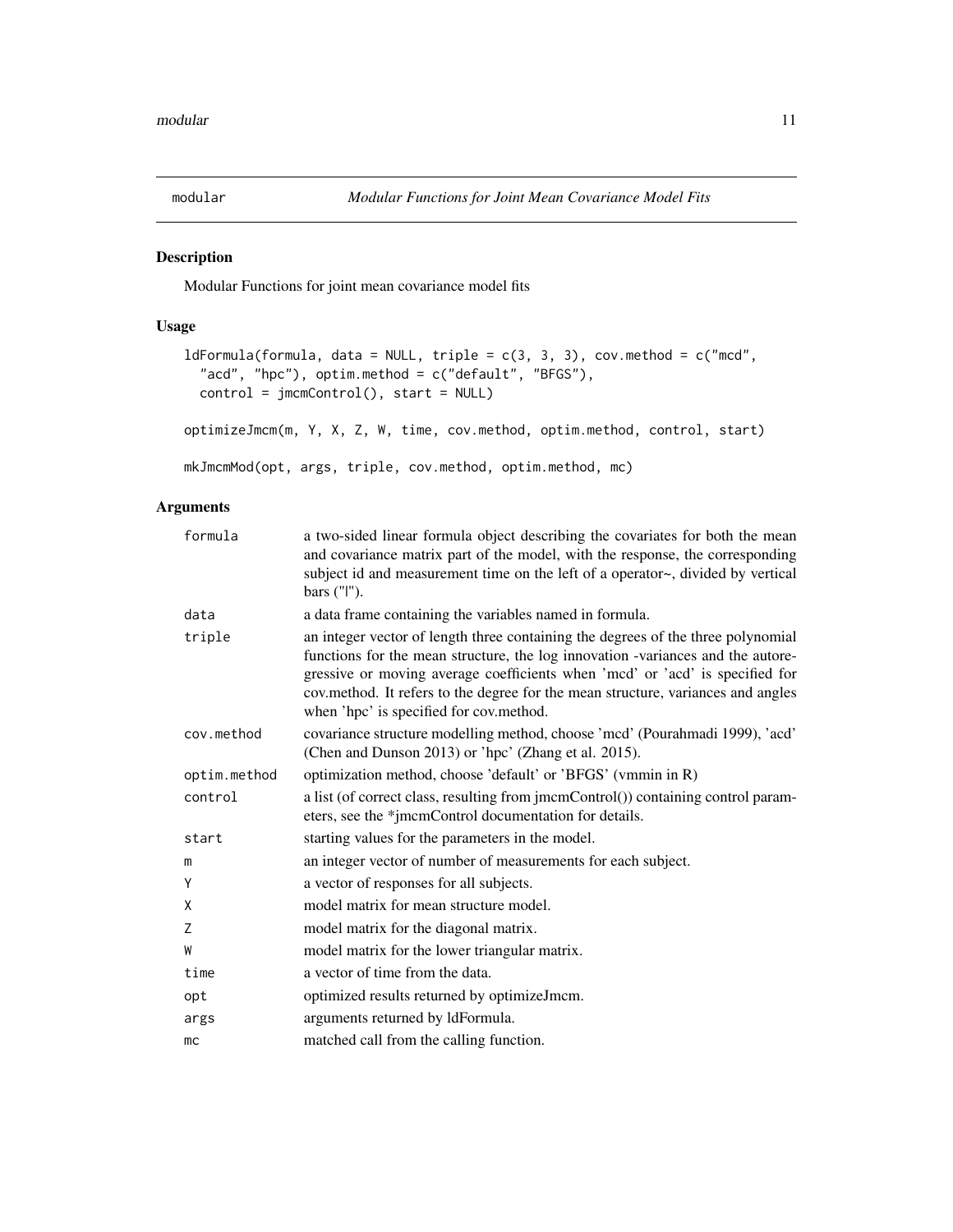modular — *Modular Functions for Joint Mean Covariance Model Fits*

## Description

Modular Functions for joint mean covariance model fits

## Usage

```
ldFormula(formula, data = NULL, triple = c(3, 3, 3), cov.method = c("mcd",
  "acd", "hpc"), optim.method = c("default", "BFGS"),
  control = jmcmControl(), start = NULL)

optimizeJmcm(m, Y, X, Z, W, time, cov.method, optim.method, control, start)

mkJmcmMod(opt, args, triple, cov.method, optim.method, mc)
```

## Arguments

| | |
|---|---|
| formula | a two-sided linear formula object describing the covariates for both the mean and covariance matrix part of the model, with the response, the corresponding subject id and measurement time on the left of a operator~, divided by vertical bars ("\|"). |
| data | a data frame containing the variables named in formula. |
| triple | an integer vector of length three containing the degrees of the three polynomial functions for the mean structure, the log innovation -variances and the autoregressive or moving average coefficients when 'mcd' or 'acd' is specified for cov.method. It refers to the degree for the mean structure, variances and angles when 'hpc' is specified for cov.method. |
| cov.method | covariance structure modelling method, choose 'mcd' (Pourahmadi 1999), 'acd' (Chen and Dunson 2013) or 'hpc' (Zhang et al. 2015). |
| optim.method | optimization method, choose 'default' or 'BFGS' (vmmin in R) |
| control | a list (of correct class, resulting from jmcmControl()) containing control parameters, see the *jmcmControl documentation for details. |
| start | starting values for the parameters in the model. |
| m | an integer vector of number of measurements for each subject. |
| Y | a vector of responses for all subjects. |
| X | model matrix for mean structure model. |
| Z | model matrix for the diagonal matrix. |
| W | model matrix for the lower triangular matrix. |
| time | a vector of time from the data. |
| opt | optimized results returned by optimizeJmcm. |
| args | arguments returned by ldFormula. |
| mc | matched call from the calling function. |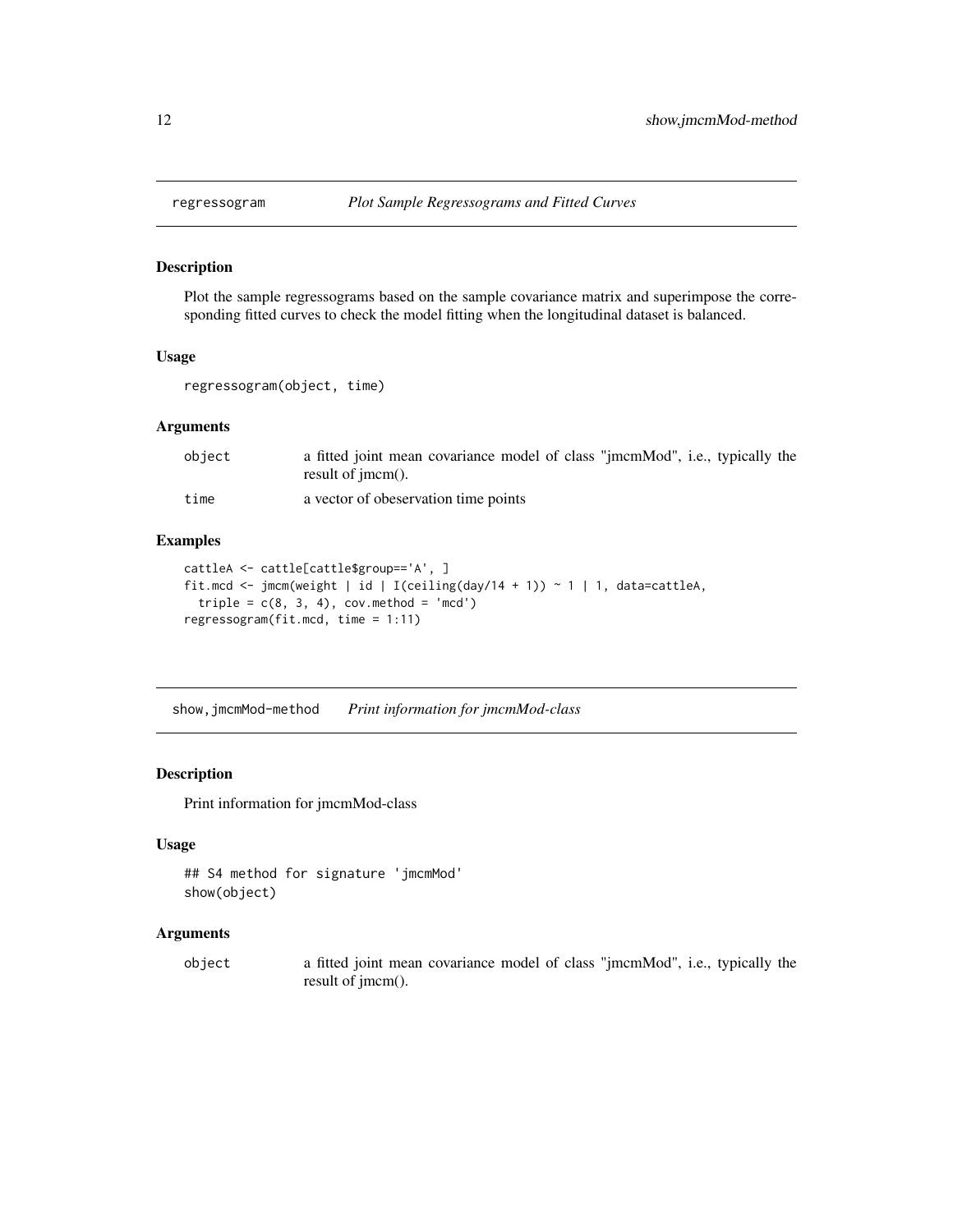## regressogram *Plot Sample Regressograms and Fitted Curves*

### Description

Plot the sample regressograms based on the sample covariance matrix and superimpose the corresponding fitted curves to check the model fitting when the longitudinal dataset is balanced.

### Usage

```
regressogram(object, time)
```

### Arguments

| | |
|---|---|
| object | a fitted joint mean covariance model of class "jmcmMod", i.e., typically the result of jmcm(). |
| time | a vector of obeservation time points |

### Examples

```
cattleA <- cattle[cattle$group=='A', ]
fit.mcd <- jmcm(weight | id | I(ceiling(day/14 + 1)) ~ 1 | 1, data=cattleA,
  triple = c(8, 3, 4), cov.method = 'mcd')
regressogram(fit.mcd, time = 1:11)
```

## show,jmcmMod-method *Print information for jmcmMod-class*

### Description

Print information for jmcmMod-class

### Usage

```
## S4 method for signature 'jmcmMod'
show(object)
```

### Arguments

| | |
|---|---|
| object | a fitted joint mean covariance model of class "jmcmMod", i.e., typically the result of jmcm(). |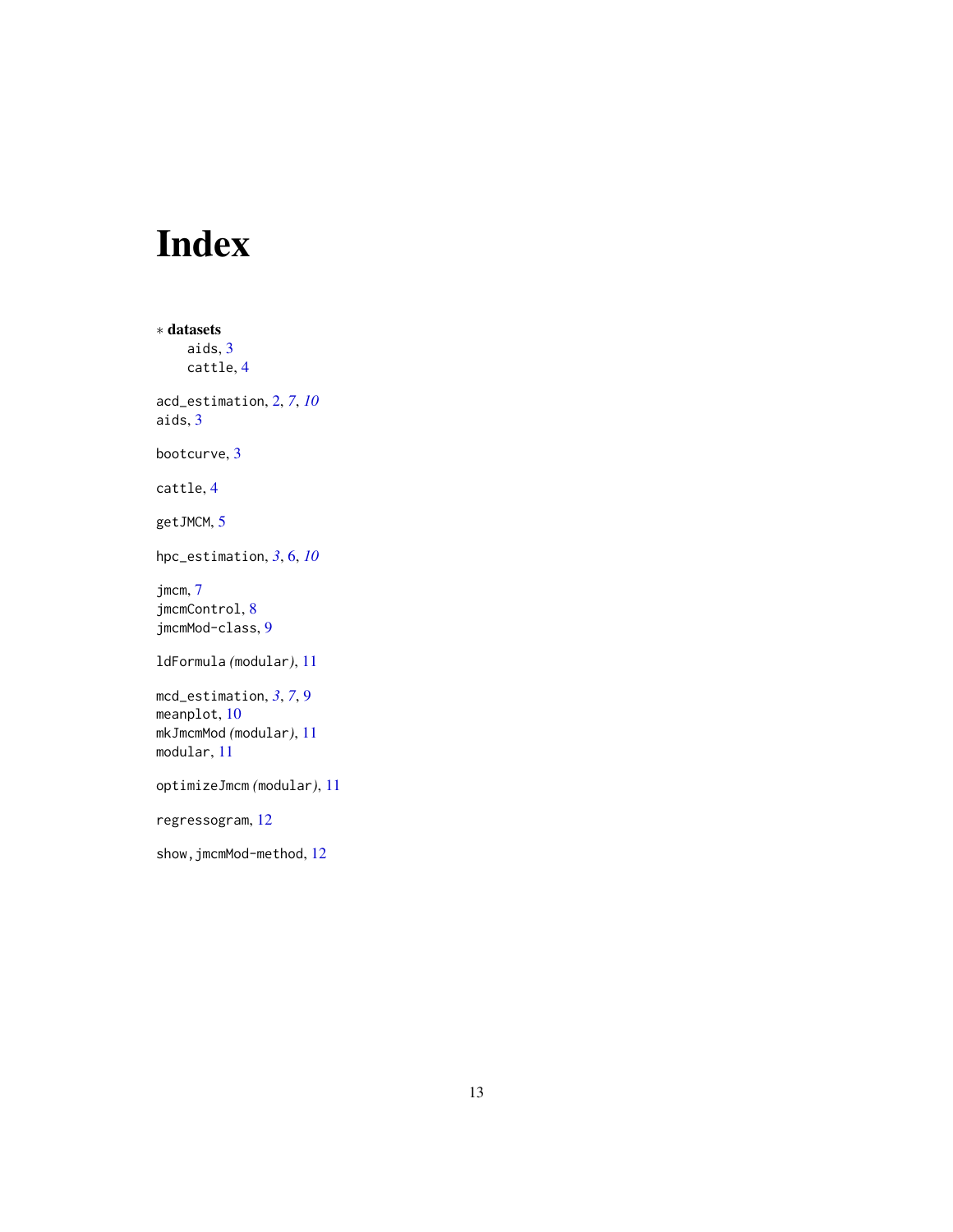# Index

∗ **datasets**
  aids, 3
  cattle, 4

acd_estimation, 2, *7*, *10*
aids, 3

bootcurve, 3

cattle, 4

getJMCM, 5

hpc_estimation, *3*, 6, *10*

jmcm, 7
jmcmControl, 8
jmcmMod-class, 9

ldFormula *(*modular*)*, 11

mcd_estimation, *3*, *7*, 9
meanplot, 10
mkJmcmMod *(*modular*)*, 11
modular, 11

optimizeJmcm *(*modular*)*, 11

regressogram, 12

show,jmcmMod-method, 12